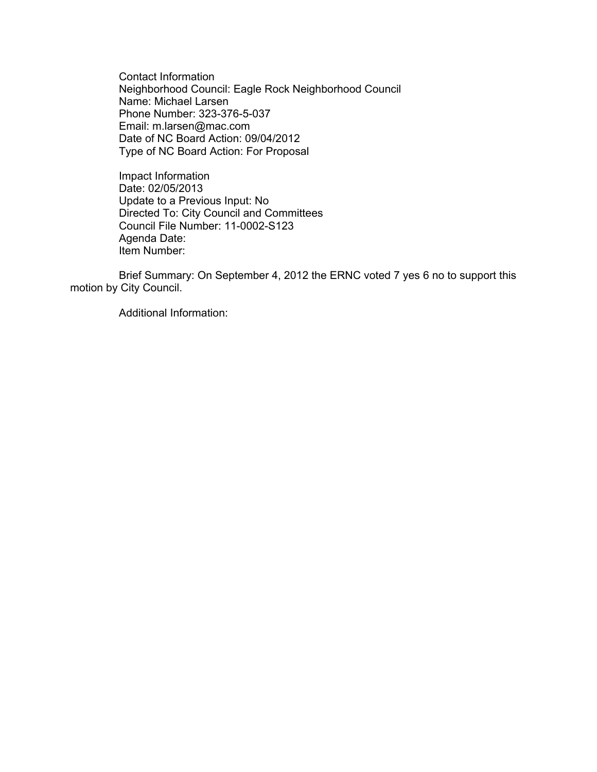Contact Information
Neighborhood Council: Eagle Rock Neighborhood Council
Name: Michael Larsen
Phone Number: 323-376-5-037
Email: m.larsen@mac.com
Date of NC Board Action: 09/04/2012
Type of NC Board Action: For Proposal

Impact Information
Date: 02/05/2013
Update to a Previous Input: No
Directed To: City Council and Committees
Council File Number: 11-0002-S123
Agenda Date:
Item Number:

Brief Summary: On September 4, 2012 the ERNC voted 7 yes 6 no to support this motion by City Council.

Additional Information: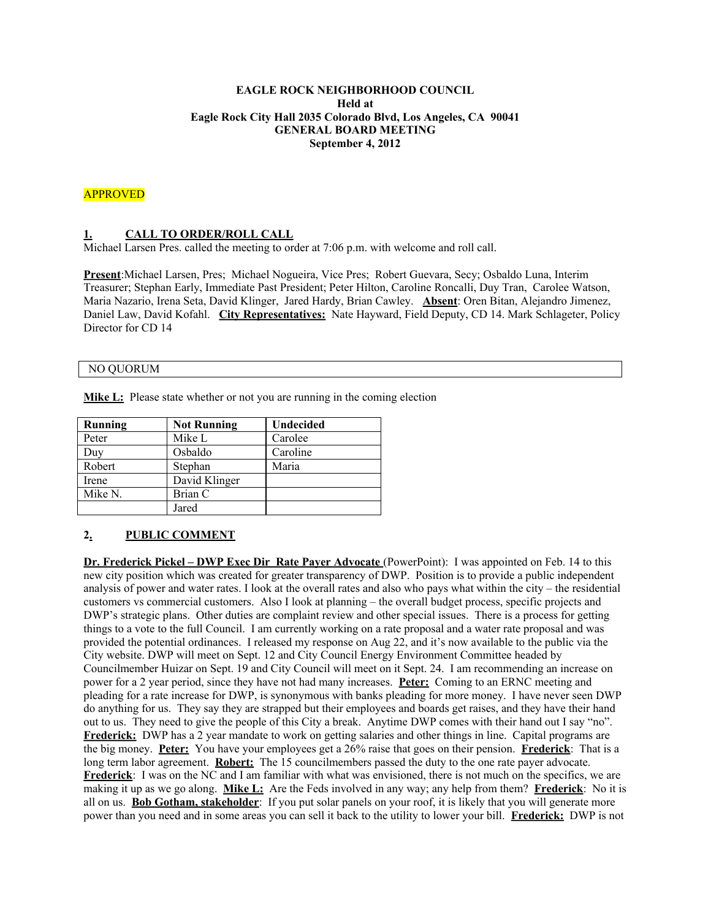**EAGLE ROCK NEIGHBORHOOD COUNCIL**
**Held at**
**Eagle Rock City Hall 2035 Colorado Blvd, Los Angeles, CA 90041**
**GENERAL BOARD MEETING**
**September 4, 2012**

APPROVED

## 1. CALL TO ORDER/ROLL CALL

Michael Larsen Pres. called the meeting to order at 7:06 p.m. with welcome and roll call.

**Present**:Michael Larsen, Pres; Michael Nogueira, Vice Pres; Robert Guevara, Secy; Osbaldo Luna, Interim Treasurer; Stephan Early, Immediate Past President; Peter Hilton, Caroline Roncalli, Duy Tran, Carolee Watson, Maria Nazario, Irena Seta, David Klinger, Jared Hardy, Brian Cawley. **Absent**: Oren Bitan, Alejandro Jimenez, Daniel Law, David Kofahl. **City Representatives:** Nate Hayward, Field Deputy, CD 14. Mark Schlageter, Policy Director for CD 14

NO QUORUM

**Mike L:** Please state whether or not you are running in the coming election

| Running | Not Running | Undecided |
|---|---|---|
| Peter | Mike L | Carolee |
| Duy | Osbaldo | Caroline |
| Robert | Stephan | Maria |
| Irene | David Klinger | |
| Mike N. | Brian C | |
| | Jared | |

## 2. PUBLIC COMMENT

**Dr. Frederick Pickel – DWP Exec Dir Rate Payer Advocate** (PowerPoint): I was appointed on Feb. 14 to this new city position which was created for greater transparency of DWP. Position is to provide a public independent analysis of power and water rates. I look at the overall rates and also who pays what within the city – the residential customers vs commercial customers. Also I look at planning – the overall budget process, specific projects and DWP's strategic plans. Other duties are complaint review and other special issues. There is a process for getting things to a vote to the full Council. I am currently working on a rate proposal and a water rate proposal and was provided the potential ordinances. I released my response on Aug 22, and it's now available to the public via the City website. DWP will meet on Sept. 12 and City Council Energy Environment Committee headed by Councilmember Huizar on Sept. 19 and City Council will meet on it Sept. 24. I am recommending an increase on power for a 2 year period, since they have not had many increases. **Peter:** Coming to an ERNC meeting and pleading for a rate increase for DWP, is synonymous with banks pleading for more money. I have never seen DWP do anything for us. They say they are strapped but their employees and boards get raises, and they have their hand out to us. They need to give the people of this City a break. Anytime DWP comes with their hand out I say "no". **Frederick:** DWP has a 2 year mandate to work on getting salaries and other things in line. Capital programs are the big money. **Peter:** You have your employees get a 26% raise that goes on their pension. **Frederick**: That is a long term labor agreement. **Robert:** The 15 councilmembers passed the duty to the one rate payer advocate. **Frederick**: I was on the NC and I am familiar with what was envisioned, there is not much on the specifics, we are making it up as we go along. **Mike L:** Are the Feds involved in any way; any help from them? **Frederick**: No it is all on us. **Bob Gotham, stakeholder**: If you put solar panels on your roof, it is likely that you will generate more power than you need and in some areas you can sell it back to the utility to lower your bill. **Frederick:** DWP is not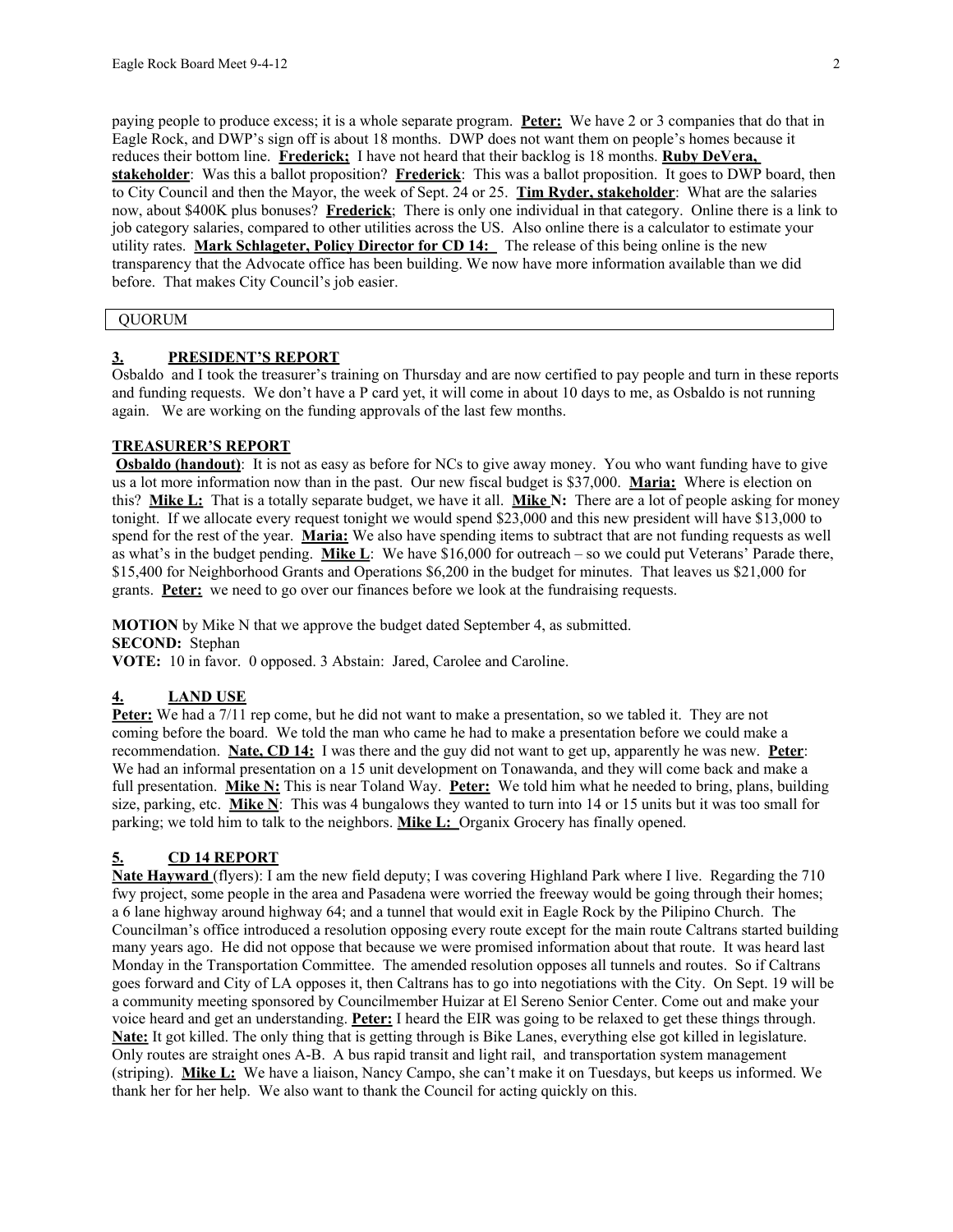paying people to produce excess; it is a whole separate program. **Peter:** We have 2 or 3 companies that do that in Eagle Rock, and DWP's sign off is about 18 months. DWP does not want them on people's homes because it reduces their bottom line. **Frederick;** I have not heard that their backlog is 18 months. **Ruby DeVera, stakeholder**: Was this a ballot proposition? **Frederick**: This was a ballot proposition. It goes to DWP board, then to City Council and then the Mayor, the week of Sept. 24 or 25. **Tim Ryder, stakeholder**: What are the salaries now, about $400K plus bonuses? **Frederick**; There is only one individual in that category. Online there is a link to job category salaries, compared to other utilities across the US. Also online there is a calculator to estimate your utility rates. **Mark Schlageter, Policy Director for CD 14:** The release of this being online is the new transparency that the Advocate office has been building. We now have more information available than we did before. That makes City Council's job easier.

QUORUM

## 3. PRESIDENT'S REPORT

Osbaldo and I took the treasurer's training on Thursday and are now certified to pay people and turn in these reports and funding requests. We don't have a P card yet, it will come in about 10 days to me, as Osbaldo is not running again. We are working on the funding approvals of the last few months.

### TREASURER'S REPORT

**Osbaldo (handout)**: It is not as easy as before for NCs to give away money. You who want funding have to give us a lot more information now than in the past. Our new fiscal budget is $37,000. **Maria:** Where is election on this? **Mike L:** That is a totally separate budget, we have it all. **Mike N:** There are a lot of people asking for money tonight. If we allocate every request tonight we would spend $23,000 and this new president will have $13,000 to spend for the rest of the year. **Maria:** We also have spending items to subtract that are not funding requests as well as what's in the budget pending. **Mike L**: We have $16,000 for outreach – so we could put Veterans' Parade there, $15,400 for Neighborhood Grants and Operations $6,200 in the budget for minutes. That leaves us $21,000 for grants. **Peter:** we need to go over our finances before we look at the fundraising requests.

**MOTION** by Mike N that we approve the budget dated September 4, as submitted.
**SECOND:** Stephan
**VOTE:** 10 in favor. 0 opposed. 3 Abstain: Jared, Carolee and Caroline.

## 4. LAND USE

**Peter:** We had a 7/11 rep come, but he did not want to make a presentation, so we tabled it. They are not coming before the board. We told the man who came he had to make a presentation before we could make a recommendation. **Nate, CD 14:** I was there and the guy did not want to get up, apparently he was new. **Peter**: We had an informal presentation on a 15 unit development on Tonawanda, and they will come back and make a full presentation. **Mike N:** This is near Toland Way. **Peter:** We told him what he needed to bring, plans, building size, parking, etc. **Mike N**: This was 4 bungalows they wanted to turn into 14 or 15 units but it was too small for parking; we told him to talk to the neighbors. **Mike L:** Organix Grocery has finally opened.

## 5. CD 14 REPORT

**Nate Hayward** (flyers): I am the new field deputy; I was covering Highland Park where I live. Regarding the 710 fwy project, some people in the area and Pasadena were worried the freeway would be going through their homes; a 6 lane highway around highway 64; and a tunnel that would exit in Eagle Rock by the Pilipino Church. The Councilman's office introduced a resolution opposing every route except for the main route Caltrans started building many years ago. He did not oppose that because we were promised information about that route. It was heard last Monday in the Transportation Committee. The amended resolution opposes all tunnels and routes. So if Caltrans goes forward and City of LA opposes it, then Caltrans has to go into negotiations with the City. On Sept. 19 will be a community meeting sponsored by Councilmember Huizar at El Sereno Senior Center. Come out and make your voice heard and get an understanding. **Peter:** I heard the EIR was going to be relaxed to get these things through. **Nate:** It got killed. The only thing that is getting through is Bike Lanes, everything else got killed in legislature. Only routes are straight ones A-B. A bus rapid transit and light rail, and transportation system management (striping). **Mike L:** We have a liaison, Nancy Campo, she can't make it on Tuesdays, but keeps us informed. We thank her for her help. We also want to thank the Council for acting quickly on this.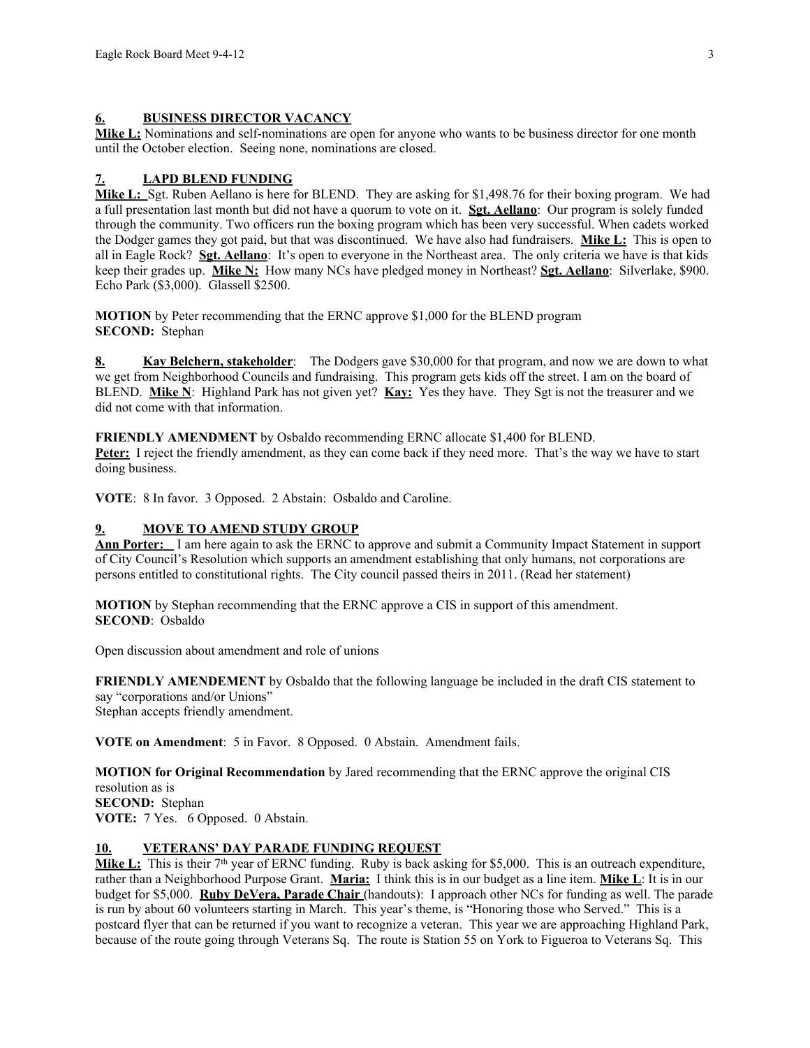**6. BUSINESS DIRECTOR VACANCY**

**Mike L:** Nominations and self-nominations are open for anyone who wants to be business director for one month until the October election. Seeing none, nominations are closed.

**7. LAPD BLEND FUNDING**

**Mike L:** Sgt. Ruben Aellano is here for BLEND. They are asking for $1,498.76 for their boxing program. We had a full presentation last month but did not have a quorum to vote on it. **Sgt. Aellano**: Our program is solely funded through the community. Two officers run the boxing program which has been very successful. When cadets worked the Dodger games they got paid, but that was discontinued. We have also had fundraisers. **Mike L:** This is open to all in Eagle Rock? **Sgt. Aellano**: It's open to everyone in the Northeast area. The only criteria we have is that kids keep their grades up. **Mike N:** How many NCs have pledged money in Northeast? **Sgt. Aellano**: Silverlake, $900. Echo Park ($3,000). Glassell $2500.

**MOTION** by Peter recommending that the ERNC approve $1,000 for the BLEND program
**SECOND:** Stephan

**8. Kay Belchern, stakeholder**: The Dodgers gave $30,000 for that program, and now we are down to what we get from Neighborhood Councils and fundraising. This program gets kids off the street. I am on the board of BLEND. **Mike N**: Highland Park has not given yet? **Kay:** Yes they have. They Sgt is not the treasurer and we did not come with that information.

**FRIENDLY AMENDMENT** by Osbaldo recommending ERNC allocate $1,400 for BLEND.
**Peter:** I reject the friendly amendment, as they can come back if they need more. That's the way we have to start doing business.

**VOTE**: 8 In favor. 3 Opposed. 2 Abstain: Osbaldo and Caroline.

**9. MOVE TO AMEND STUDY GROUP**

**Ann Porter:** I am here again to ask the ERNC to approve and submit a Community Impact Statement in support of City Council's Resolution which supports an amendment establishing that only humans, not corporations are persons entitled to constitutional rights. The City council passed theirs in 2011. (Read her statement)

**MOTION** by Stephan recommending that the ERNC approve a CIS in support of this amendment.
**SECOND**: Osbaldo

Open discussion about amendment and role of unions

**FRIENDLY AMENDEMENT** by Osbaldo that the following language be included in the draft CIS statement to say "corporations and/or Unions"
Stephan accepts friendly amendment.

**VOTE on Amendment**: 5 in Favor. 8 Opposed. 0 Abstain. Amendment fails.

**MOTION for Original Recommendation** by Jared recommending that the ERNC approve the original CIS resolution as is
**SECOND:** Stephan
**VOTE:** 7 Yes. 6 Opposed. 0 Abstain.

**10. VETERANS' DAY PARADE FUNDING REQUEST**

**Mike L:** This is their 7th year of ERNC funding. Ruby is back asking for $5,000. This is an outreach expenditure, rather than a Neighborhood Purpose Grant. **Maria:** I think this is in our budget as a line item. **Mike L**: It is in our budget for $5,000. **Ruby DeVera, Parade Chair** (handouts): I approach other NCs for funding as well. The parade is run by about 60 volunteers starting in March. This year's theme, is "Honoring those who Served." This is a postcard flyer that can be returned if you want to recognize a veteran. This year we are approaching Highland Park, because of the route going through Veterans Sq. The route is Station 55 on York to Figueroa to Veterans Sq. This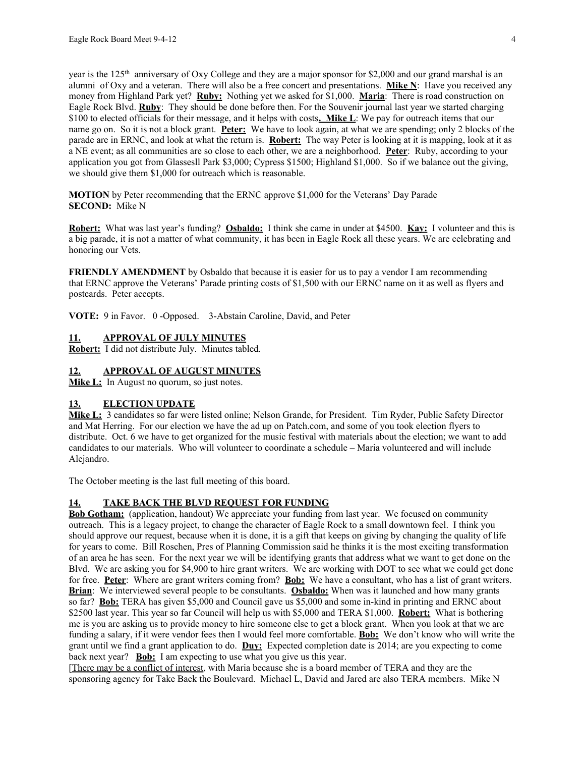year is the 125th anniversary of Oxy College and they are a major sponsor for $2,000 and our grand marshal is an alumni of Oxy and a veteran. There will also be a free concert and presentations. **Mike N**: Have you received any money from Highland Park yet? **Ruby:** Nothing yet we asked for $1,000. **Maria**: There is road construction on Eagle Rock Blvd. **Ruby**: They should be done before then. For the Souvenir journal last year we started charging $100 to elected officials for their message, and it helps with costs**. Mike L**: We pay for outreach items that our name go on. So it is not a block grant. **Peter:** We have to look again, at what we are spending; only 2 blocks of the parade are in ERNC, and look at what the return is. **Robert:** The way Peter is looking at it is mapping, look at it as a NE event; as all communities are so close to each other, we are a neighborhood. **Peter**: Ruby, according to your application you got from Glassesll Park $3,000; Cypress $1500; Highland $1,000. So if we balance out the giving, we should give them $1,000 for outreach which is reasonable.

**MOTION** by Peter recommending that the ERNC approve $1,000 for the Veterans' Day Parade
**SECOND:** Mike N

**Robert:** What was last year's funding? **Osbaldo:** I think she came in under at $4500. **Kay:** I volunteer and this is a big parade, it is not a matter of what community, it has been in Eagle Rock all these years. We are celebrating and honoring our Vets.

**FRIENDLY AMENDMENT** by Osbaldo that because it is easier for us to pay a vendor I am recommending that ERNC approve the Veterans' Parade printing costs of $1,500 with our ERNC name on it as well as flyers and postcards. Peter accepts.

**VOTE:** 9 in Favor. 0 -Opposed. 3-Abstain Caroline, David, and Peter

## 11. APPROVAL OF JULY MINUTES

**Robert:** I did not distribute July. Minutes tabled.

## 12. APPROVAL OF AUGUST MINUTES

**Mike L:** In August no quorum, so just notes.

## 13. ELECTION UPDATE

**Mike L:** 3 candidates so far were listed online; Nelson Grande, for President. Tim Ryder, Public Safety Director and Mat Herring. For our election we have the ad up on Patch.com, and some of you took election flyers to distribute. Oct. 6 we have to get organized for the music festival with materials about the election; we want to add candidates to our materials. Who will volunteer to coordinate a schedule – Maria volunteered and will include Alejandro.

The October meeting is the last full meeting of this board.

## 14. TAKE BACK THE BLVD REQUEST FOR FUNDING

**Bob Gotham:** (application, handout) We appreciate your funding from last year. We focused on community outreach. This is a legacy project, to change the character of Eagle Rock to a small downtown feel. I think you should approve our request, because when it is done, it is a gift that keeps on giving by changing the quality of life for years to come. Bill Roschen, Pres of Planning Commission said he thinks it is the most exciting transformation of an area he has seen. For the next year we will be identifying grants that address what we want to get done on the Blvd. We are asking you for $4,900 to hire grant writers. We are working with DOT to see what we could get done for free. **Peter**: Where are grant writers coming from? **Bob:** We have a consultant, who has a list of grant writers. **Brian**: We interviewed several people to be consultants. **Osbaldo:** When was it launched and how many grants so far? **Bob:** TERA has given $5,000 and Council gave us $5,000 and some in-kind in printing and ERNC about $2500 last year. This year so far Council will help us with $5,000 and TERA $1,000. **Robert:** What is bothering me is you are asking us to provide money to hire someone else to get a block grant. When you look at that we are funding a salary, if it were vendor fees then I would feel more comfortable. **Bob:** We don't know who will write the grant until we find a grant application to do. **Duy:** Expected completion date is 2014; are you expecting to come back next year? **Bob:** I am expecting to use what you give us this year.
[There may be a conflict of interest, with Maria because she is a board member of TERA and they are the sponsoring agency for Take Back the Boulevard. Michael L, David and Jared are also TERA members. Mike N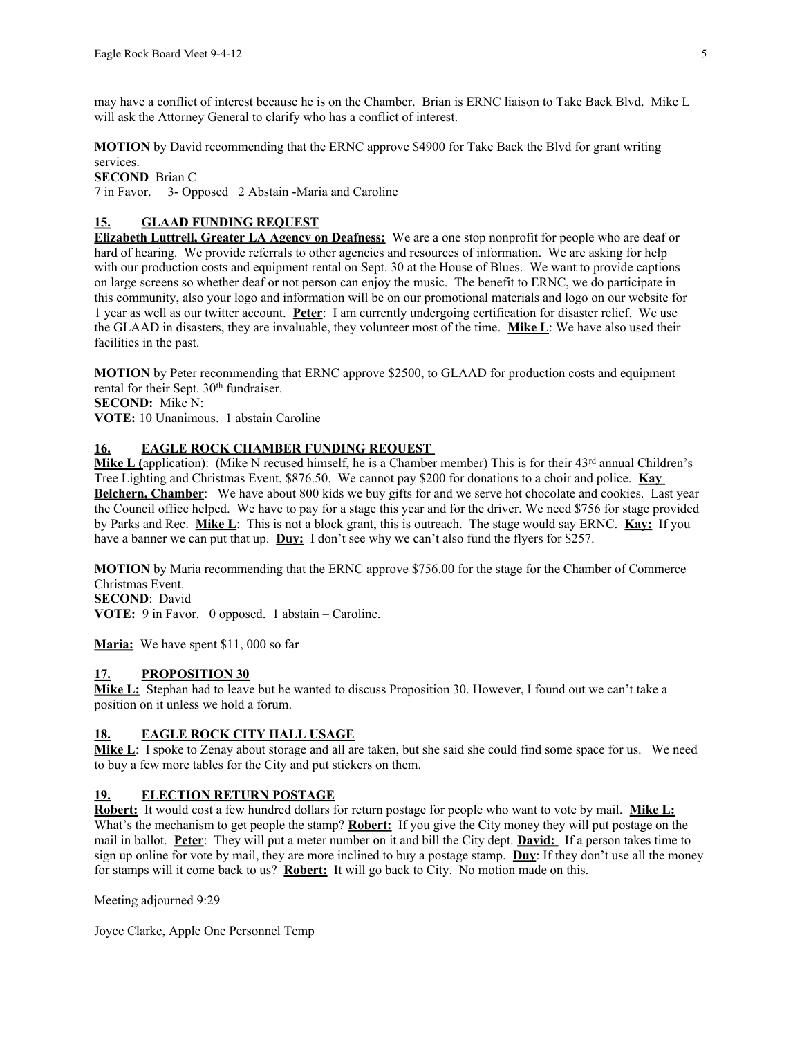may have a conflict of interest because he is on the Chamber. Brian is ERNC liaison to Take Back Blvd. Mike L will ask the Attorney General to clarify who has a conflict of interest.

**MOTION** by David recommending that the ERNC approve $4900 for Take Back the Blvd for grant writing services.
**SECOND** Brian C
7 in Favor. 3- Opposed 2 Abstain -Maria and Caroline

## 15. GLAAD FUNDING REQUEST

**Elizabeth Luttrell, Greater LA Agency on Deafness:** We are a one stop nonprofit for people who are deaf or hard of hearing. We provide referrals to other agencies and resources of information. We are asking for help with our production costs and equipment rental on Sept. 30 at the House of Blues. We want to provide captions on large screens so whether deaf or not person can enjoy the music. The benefit to ERNC, we do participate in this community, also your logo and information will be on our promotional materials and logo on our website for 1 year as well as our twitter account. **Peter**: I am currently undergoing certification for disaster relief. We use the GLAAD in disasters, they are invaluable, they volunteer most of the time. **Mike L**: We have also used their facilities in the past.

**MOTION** by Peter recommending that ERNC approve $2500, to GLAAD for production costs and equipment rental for their Sept. 30th fundraiser.
**SECOND:** Mike N:
**VOTE:** 10 Unanimous. 1 abstain Caroline

## 16. EAGLE ROCK CHAMBER FUNDING REQUEST

**Mike L (**application): (Mike N recused himself, he is a Chamber member) This is for their 43rd annual Children's Tree Lighting and Christmas Event, $876.50. We cannot pay $200 for donations to a choir and police. **Kay Belchern, Chamber**: We have about 800 kids we buy gifts for and we serve hot chocolate and cookies. Last year the Council office helped. We have to pay for a stage this year and for the driver. We need $756 for stage provided by Parks and Rec. **Mike L**: This is not a block grant, this is outreach. The stage would say ERNC. **Kay:** If you have a banner we can put that up. **Duy:** I don't see why we can't also fund the flyers for $257.

**MOTION** by Maria recommending that the ERNC approve $756.00 for the stage for the Chamber of Commerce Christmas Event.
**SECOND**: David
**VOTE:** 9 in Favor. 0 opposed. 1 abstain – Caroline.

**Maria:** We have spent $11, 000 so far

## 17. PROPOSITION 30

**Mike L:** Stephan had to leave but he wanted to discuss Proposition 30. However, I found out we can't take a position on it unless we hold a forum.

## 18. EAGLE ROCK CITY HALL USAGE

**Mike L**: I spoke to Zenay about storage and all are taken, but she said she could find some space for us. We need to buy a few more tables for the City and put stickers on them.

## 19. ELECTION RETURN POSTAGE

**Robert:** It would cost a few hundred dollars for return postage for people who want to vote by mail. **Mike L:** What's the mechanism to get people the stamp? **Robert:** If you give the City money they will put postage on the mail in ballot. **Peter**: They will put a meter number on it and bill the City dept. **David:** If a person takes time to sign up online for vote by mail, they are more inclined to buy a postage stamp. **Duy**: If they don't use all the money for stamps will it come back to us? **Robert:** It will go back to City. No motion made on this.

Meeting adjourned 9:29

Joyce Clarke, Apple One Personnel Temp